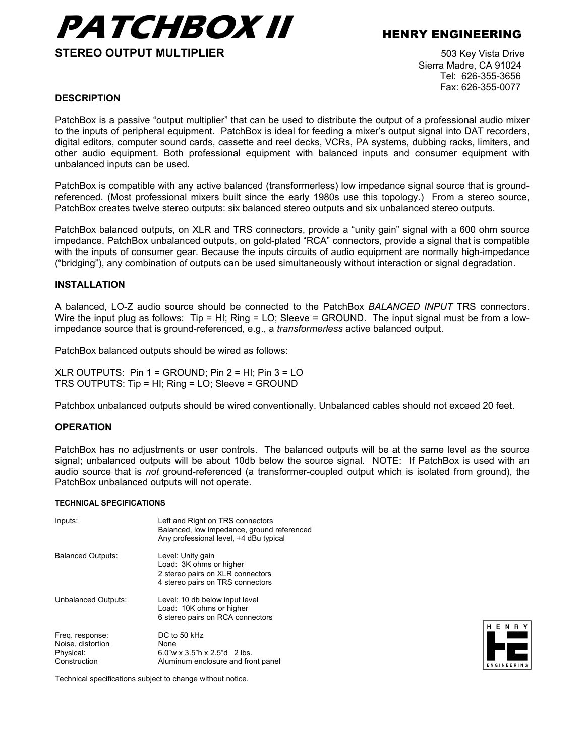# PATCHBOX II

**HENRY ENGINEERING**

**STEREO OUTPUT MULTIPLIER**

503 Key Vista Drive
Sierra Madre, CA 91024
Tel: 626-355-3656
Fax: 626-355-0077

## DESCRIPTION

PatchBox is a passive "output multiplier" that can be used to distribute the output of a professional audio mixer to the inputs of peripheral equipment. PatchBox is ideal for feeding a mixer's output signal into DAT recorders, digital editors, computer sound cards, cassette and reel decks, VCRs, PA systems, dubbing racks, limiters, and other audio equipment. Both professional equipment with balanced inputs and consumer equipment with unbalanced inputs can be used.

PatchBox is compatible with any active balanced (transformerless) low impedance signal source that is ground-referenced. (Most professional mixers built since the early 1980s use this topology.) From a stereo source, PatchBox creates twelve stereo outputs: six balanced stereo outputs and six unbalanced stereo outputs.

PatchBox balanced outputs, on XLR and TRS connectors, provide a "unity gain" signal with a 600 ohm source impedance. PatchBox unbalanced outputs, on gold-plated "RCA" connectors, provide a signal that is compatible with the inputs of consumer gear. Because the inputs circuits of audio equipment are normally high-impedance ("bridging"), any combination of outputs can be used simultaneously without interaction or signal degradation.

## INSTALLATION

A balanced, LO-Z audio source should be connected to the PatchBox *BALANCED INPUT* TRS connectors. Wire the input plug as follows: Tip = HI; Ring = LO; Sleeve = GROUND. The input signal must be from a low-impedance source that is ground-referenced, e.g., a *transformerless* active balanced output.

PatchBox balanced outputs should be wired as follows:

XLR OUTPUTS: Pin 1 = GROUND; Pin 2 = HI; Pin 3 = LO
TRS OUTPUTS: Tip = HI; Ring = LO; Sleeve = GROUND

Patchbox unbalanced outputs should be wired conventionally. Unbalanced cables should not exceed 20 feet.

## OPERATION

PatchBox has no adjustments or user controls. The balanced outputs will be at the same level as the source signal; unbalanced outputs will be about 10db below the source signal. NOTE: If PatchBox is used with an audio source that is *not* ground-referenced (a transformer-coupled output which is isolated from ground), the PatchBox unbalanced outputs will not operate.

#### TECHNICAL SPECIFICATIONS

| | |
|---|---|
| Inputs: | Left and Right on TRS connectors<br>Balanced, low impedance, ground referenced<br>Any professional level, +4 dBu typical |
| Balanced Outputs: | Level: Unity gain<br>Load: 3K ohms or higher<br>2 stereo pairs on XLR connectors<br>4 stereo pairs on TRS connectors |
| Unbalanced Outputs: | Level: 10 db below input level<br>Load: 10K ohms or higher<br>6 stereo pairs on RCA connectors |
| Freq. response: | DC to 50 kHz |
| Noise, distortion | None |
| Physical: | 6.0"w x 3.5"h x 2.5"d 2 lbs. |
| Construction | Aluminum enclosure and front panel |

Technical specifications subject to change without notice.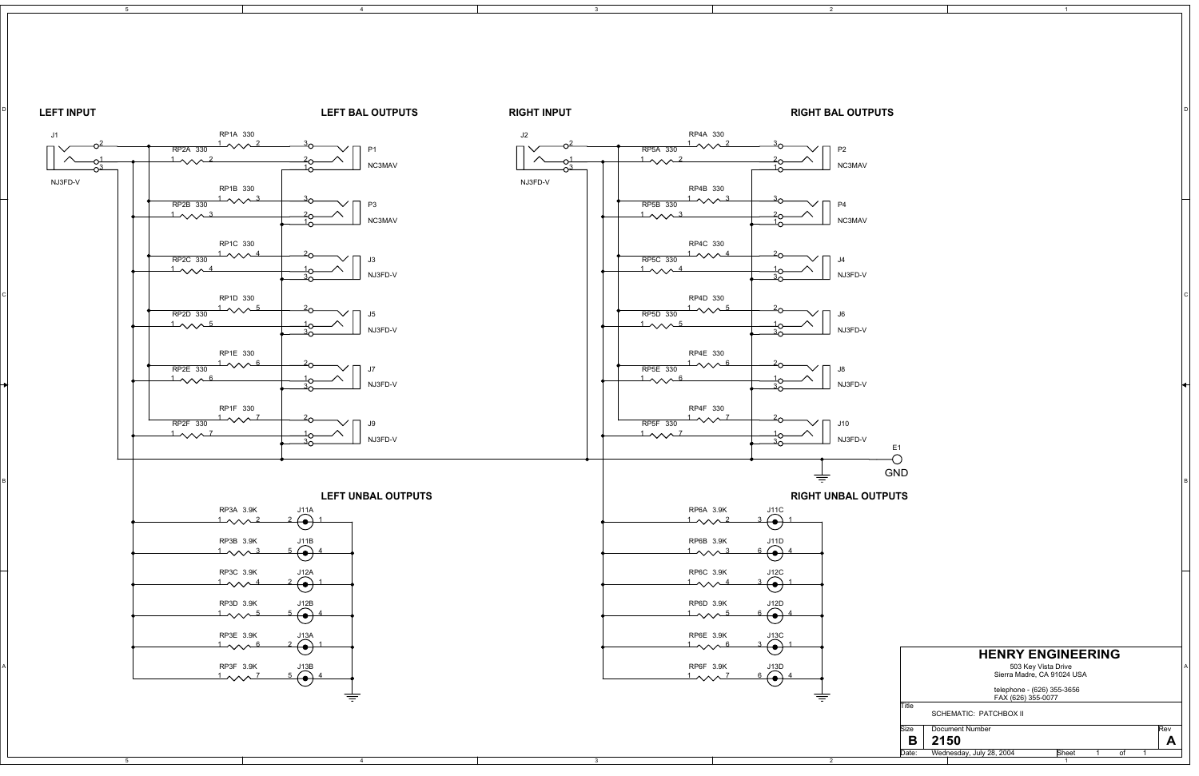LEFT INPUT

J1

NJ3FD-V

LEFT BAL OUTPUTS

RP1A 330
RP2A 330
P1
NC3MAV

RP1B 330
RP2B 330
P3
NC3MAV

RP1C 330
RP2C 330
J3
NJ3FD-V

RP1D 330
RP2D 330
J5
NJ3FD-V

RP1E 330
RP2E 330
J7
NJ3FD-V

RP1F 330
RP2F 330
J9
NJ3FD-V

RIGHT INPUT

J2

NJ3FD-V

RIGHT BAL OUTPUTS

RP4A 330
RP5A 330
P2
NC3MAV

RP4B 330
RP5B 330
P4
NC3MAV

RP4C 330
RP5C 330
J4
NJ3FD-V

RP4D 330
RP5D 330
J6
NJ3FD-V

RP4E 330
RP5E 330
J8
NJ3FD-V

RP4F 330
RP5F 330
J10
NJ3FD-V

E1
GND

LEFT UNBAL OUTPUTS

RP3A 3.9K J11A
RP3B 3.9K J11B
RP3C 3.9K J12A
RP3D 3.9K J12B
RP3E 3.9K J13A
RP3F 3.9K J13B

RIGHT UNBAL OUTPUTS

RP6A 3.9K J11C
RP6B 3.9K J11D
RP6C 3.9K J12C
RP6D 3.9K J12D
RP6E 3.9K J13C
RP6F 3.9K J13D

**HENRY ENGINEERING**

503 Key Vista Drive
Sierra Madre, CA 91024 USA

telephone - (626) 355-3656
FAX (626) 355-0077

| | | |
|---|---|---|
| Title | SCHEMATIC: PATCHBOX II | |
| Size: B | Document Number: 2150 | Rev: A |
| Date: Wednesday, July 28, 2004 | Sheet 1 of 1 | |